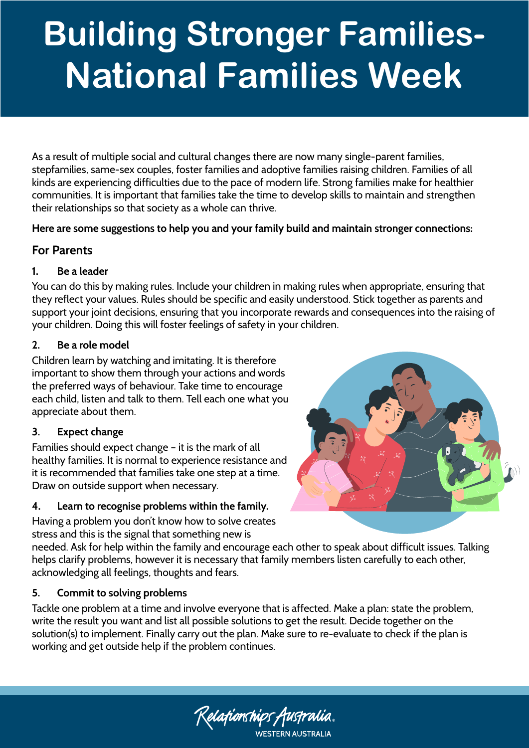# Building Stronger Families- National Families Week

As a result of multiple social and cultural changes there are now many single-parent families, stepfamilies, same-sex couples, foster families and adoptive families raising children. Families of all kinds are experiencing difficulties due to the pace of modern life. Strong families make for healthier communities. It is important that families take the time to develop skills to maintain and strengthen their relationships so that society as a whole can thrive.

**Here are some suggestions to help you and your family build and maintain stronger connections:**

## For Parents

### 1. Be a leader

You can do this by making rules. Include your children in making rules when appropriate, ensuring that they reflect your values. Rules should be specific and easily understood. Stick together as parents and support your joint decisions, ensuring that you incorporate rewards and consequences into the raising of your children. Doing this will foster feelings of safety in your children.

### 2. Be a role model

Children learn by watching and imitating. It is therefore important to show them through your actions and words the preferred ways of behaviour. Take time to encourage each child, listen and talk to them. Tell each one what you appreciate about them.

### 3. Expect change

Families should expect change – it is the mark of all healthy families. It is normal to experience resistance and it is recommended that families take one step at a time. Draw on outside support when necessary.

### 4. Learn to recognise problems within the family.

Having a problem you don't know how to solve creates stress and this is the signal that something new is needed. Ask for help within the family and encourage each other to speak about difficult issues. Talking helps clarify problems, however it is necessary that family members listen carefully to each other, acknowledging all feelings, thoughts and fears.

### 5. Commit to solving problems

Tackle one problem at a time and involve everyone that is affected. Make a plan: state the problem, write the result you want and list all possible solutions to get the result. Decide together on the solution(s) to implement. Finally carry out the plan. Make sure to re-evaluate to check if the plan is working and get outside help if the problem continues.

Relationships Australia
WESTERN AUSTRALIA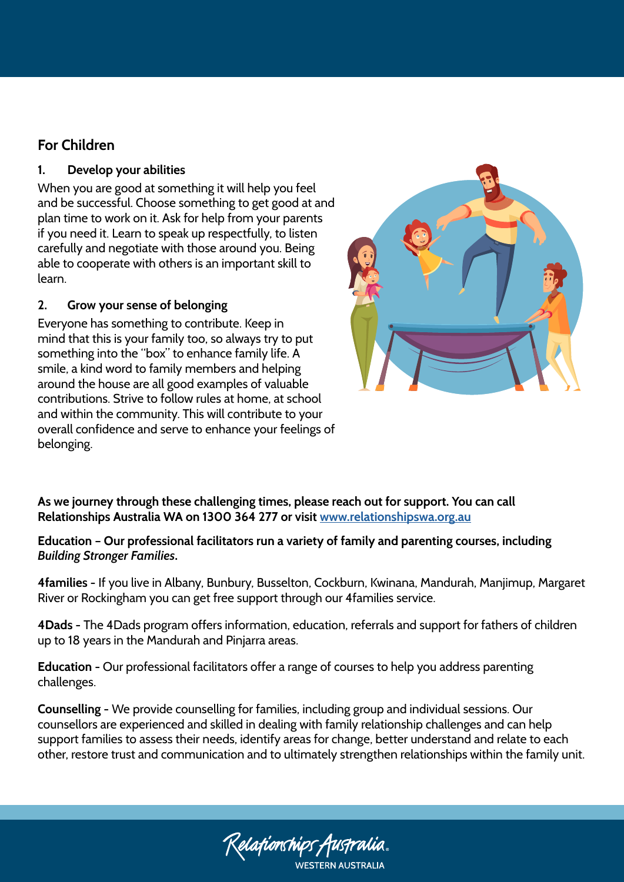## For Children

### 1. Develop your abilities

When you are good at something it will help you feel and be successful. Choose something to get good at and plan time to work on it. Ask for help from your parents if you need it. Learn to speak up respectfully, to listen carefully and negotiate with those around you. Being able to cooperate with others is an important skill to learn.

### 2. Grow your sense of belonging

Everyone has something to contribute. Keep in mind that this is your family too, so always try to put something into the "box" to enhance family life. A smile, a kind word to family members and helping around the house are all good examples of valuable contributions. Strive to follow rules at home, at school and within the community. This will contribute to your overall confidence and serve to enhance your feelings of belonging.

**As we journey through these challenging times, please reach out for support. You can call Relationships Australia WA on 1300 364 277 or visit [www.relationshipswa.org.au](http://www.relationshipswa.org.au)**

**Education – Our professional facilitators run a variety of family and parenting courses, including *Building Stronger Families*.**

**4families -** If you live in Albany, Bunbury, Busselton, Cockburn, Kwinana, Mandurah, Manjimup, Margaret River or Rockingham you can get free support through our 4families service.

**4Dads -** The 4Dads program offers information, education, referrals and support for fathers of children up to 18 years in the Mandurah and Pinjarra areas.

**Education -** Our professional facilitators offer a range of courses to help you address parenting challenges.

**Counselling -** We provide counselling for families, including group and individual sessions. Our counsellors are experienced and skilled in dealing with family relationship challenges and can help support families to assess their needs, identify areas for change, better understand and relate to each other, restore trust and communication and to ultimately strengthen relationships within the family unit.

Relationships Australia
WESTERN AUSTRALIA